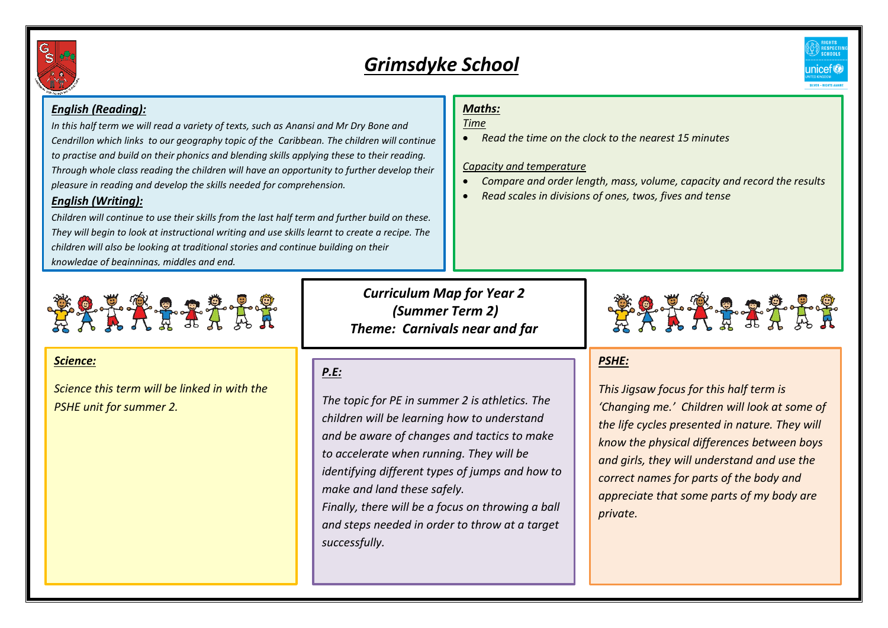# *Grimsdyke School*

## *English (Reading):*

*In this half term we will read a variety of texts, such as Anansi and Mr Dry Bone and Cendrillon which links to our geography topic of the Caribbean. The children will continue to practise and build on their phonics and blending skills applying these to their reading. Through whole class reading the children will have an opportunity to further develop their pleasure in reading and develop the skills needed for comprehension.*

## *English (Writing):*

*Children will continue to use their skills from the last half term and further build on these. They will begin to look at instructional writing and use skills learnt to create a recipe. The children will also be looking at traditional stories and continue building on their knowledge of beginnings, middles and end.*

## *Maths:*

*Time*

- *Read the time on the clock to the nearest 15 minutes*

*Capacity and temperature*

- *Compare and order length, mass, volume, capacity and record the results*
- *Read scales in divisions of ones, twos, fives and tense*

## *Curriculum Map for Year 2 (Summer Term 2)*
## *Theme: Carnivals near and far*

## *Science:*

*Science this term will be linked in with the PSHE unit for summer 2.*

## *P.E:*

*The topic for PE in summer 2 is athletics. The children will be learning how to understand and be aware of changes and tactics to make to accelerate when running. They will be identifying different types of jumps and how to make and land these safely.*

*Finally, there will be a focus on throwing a ball and steps needed in order to throw at a target successfully.*

## *PSHE:*

*This Jigsaw focus for this half term is 'Changing me.' Children will look at some of the life cycles presented in nature. They will know the physical differences between boys and girls, they will understand and use the correct names for parts of the body and appreciate that some parts of my body are private.*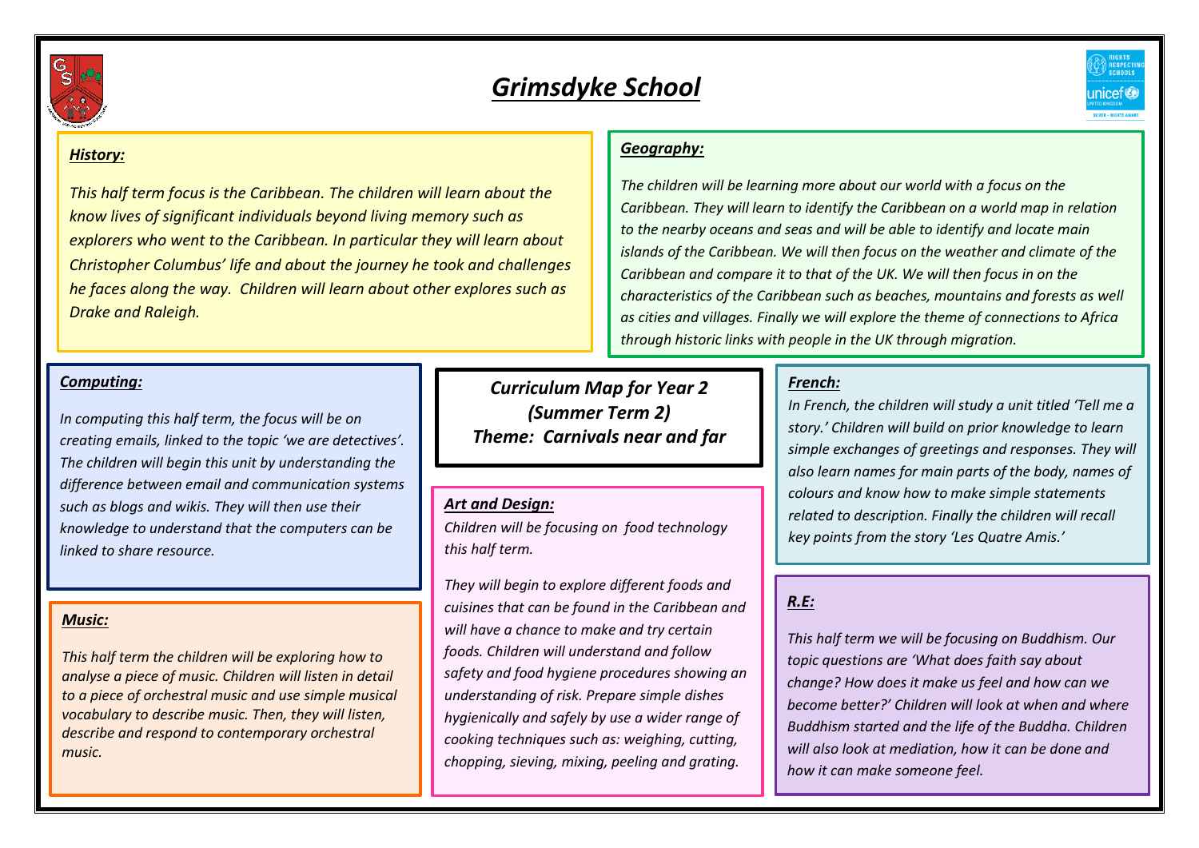# Grimsdyke School

## *Curriculum Map for Year 2 (Summer Term 2)*
## *Theme: Carnivals near and far*

### ***History:***

*This half term focus is the Caribbean. The children will learn about the know lives of significant individuals beyond living memory such as explorers who went to the Caribbean. In particular they will learn about Christopher Columbus' life and about the journey he took and challenges he faces along the way. Children will learn about other explores such as Drake and Raleigh.*

### ***Geography:***

*The children will be learning more about our world with a focus on the Caribbean. They will learn to identify the Caribbean on a world map in relation to the nearby oceans and seas and will be able to identify and locate main islands of the Caribbean. We will then focus on the weather and climate of the Caribbean and compare it to that of the UK. We will then focus in on the characteristics of the Caribbean such as beaches, mountains and forests as well as cities and villages. Finally we will explore the theme of connections to Africa through historic links with people in the UK through migration.*

### ***Computing:***

*In computing this half term, the focus will be on creating emails, linked to the topic 'we are detectives'. The children will begin this unit by understanding the difference between email and communication systems such as blogs and wikis. They will then use their knowledge to understand that the computers can be linked to share resource.*

### ***Music:***

*This half term the children will be exploring how to analyse a piece of music. Children will listen in detail to a piece of orchestral music and use simple musical vocabulary to describe music. Then, they will listen, describe and respond to contemporary orchestral music.*

### ***Art and Design:***

*Children will be focusing on food technology this half term.*

*They will begin to explore different foods and cuisines that can be found in the Caribbean and will have a chance to make and try certain foods. Children will understand and follow safety and food hygiene procedures showing an understanding of risk. Prepare simple dishes hygienically and safely by use a wider range of cooking techniques such as: weighing, cutting, chopping, sieving, mixing, peeling and grating.*

### ***French:***

*In French, the children will study a unit titled 'Tell me a story.' Children will build on prior knowledge to learn simple exchanges of greetings and responses. They will also learn names for main parts of the body, names of colours and know how to make simple statements related to description. Finally the children will recall key points from the story 'Les Quatre Amis.'*

### ***R.E:***

*This half term we will be focusing on Buddhism. Our topic questions are 'What does faith say about change? How does it make us feel and how can we become better?' Children will look at when and where Buddhism started and the life of the Buddha. Children will also look at mediation, how it can be done and how it can make someone feel.*